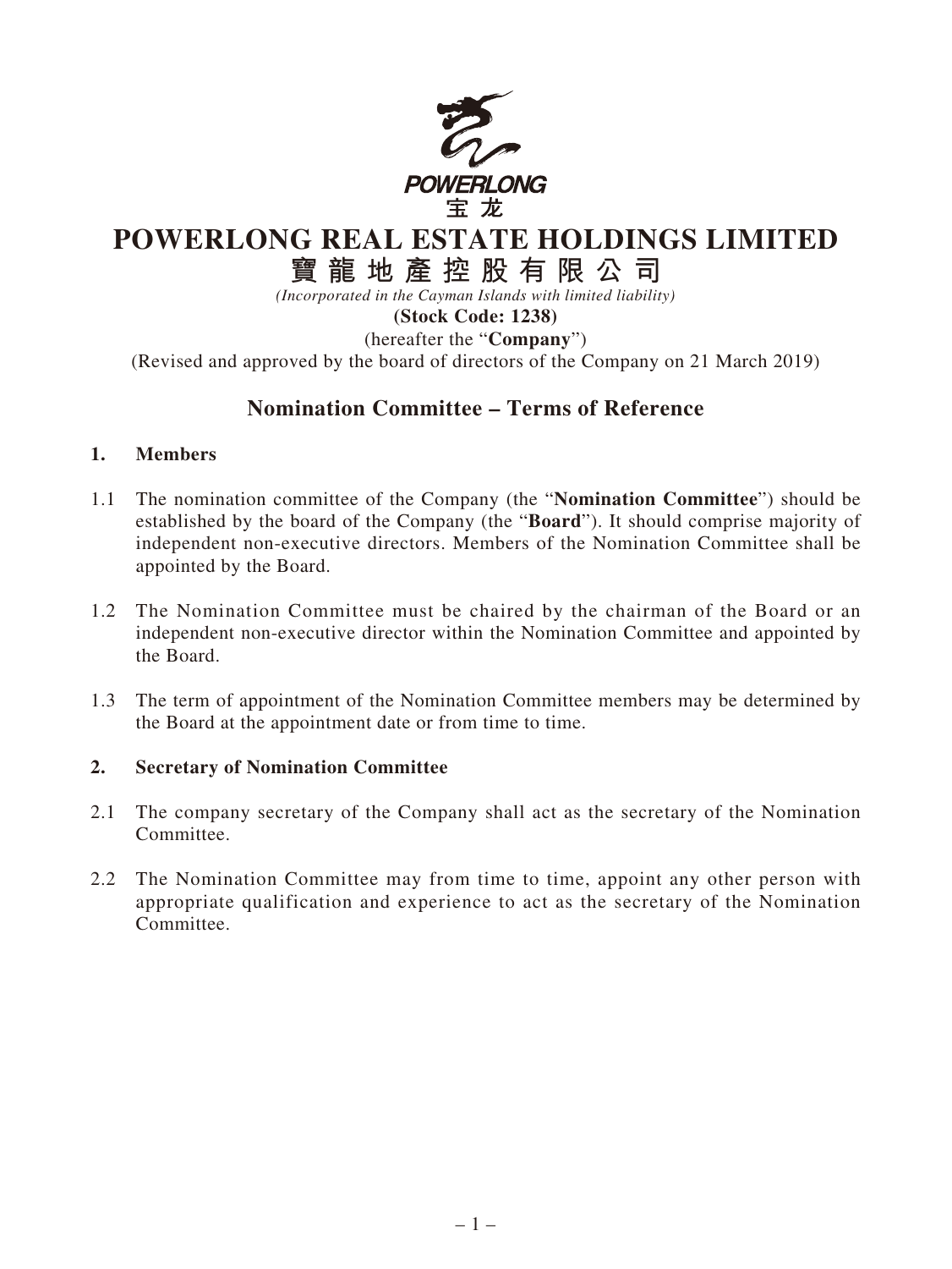POWERLONG
宝龙

# POWERLONG REAL ESTATE HOLDINGS LIMITED
# 寶龍地產控股有限公司

*(Incorporated in the Cayman Islands with limited liability)*

**(Stock Code: 1238)**

(hereafter the "**Company**")

(Revised and approved by the board of directors of the Company on 21 March 2019)

## Nomination Committee – Terms of Reference

### 1. Members

1.1 The nomination committee of the Company (the "**Nomination Committee**") should be established by the board of the Company (the "**Board**"). It should comprise majority of independent non-executive directors. Members of the Nomination Committee shall be appointed by the Board.

1.2 The Nomination Committee must be chaired by the chairman of the Board or an independent non-executive director within the Nomination Committee and appointed by the Board.

1.3 The term of appointment of the Nomination Committee members may be determined by the Board at the appointment date or from time to time.

### 2. Secretary of Nomination Committee

2.1 The company secretary of the Company shall act as the secretary of the Nomination Committee.

2.2 The Nomination Committee may from time to time, appoint any other person with appropriate qualification and experience to act as the secretary of the Nomination Committee.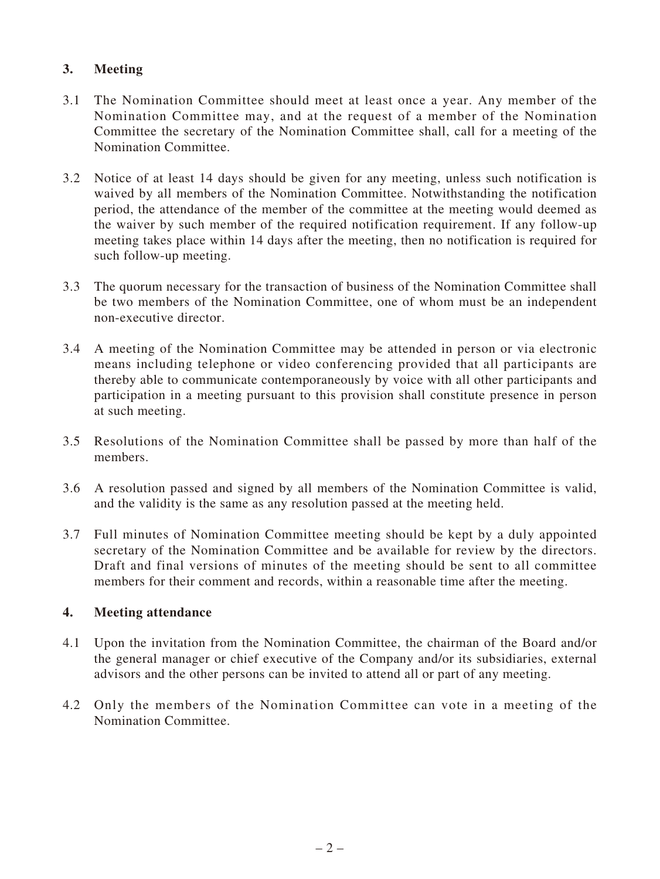## 3. Meeting

3.1 The Nomination Committee should meet at least once a year. Any member of the Nomination Committee may, and at the request of a member of the Nomination Committee the secretary of the Nomination Committee shall, call for a meeting of the Nomination Committee.

3.2 Notice of at least 14 days should be given for any meeting, unless such notification is waived by all members of the Nomination Committee. Notwithstanding the notification period, the attendance of the member of the committee at the meeting would deemed as the waiver by such member of the required notification requirement. If any follow-up meeting takes place within 14 days after the meeting, then no notification is required for such follow-up meeting.

3.3 The quorum necessary for the transaction of business of the Nomination Committee shall be two members of the Nomination Committee, one of whom must be an independent non-executive director.

3.4 A meeting of the Nomination Committee may be attended in person or via electronic means including telephone or video conferencing provided that all participants are thereby able to communicate contemporaneously by voice with all other participants and participation in a meeting pursuant to this provision shall constitute presence in person at such meeting.

3.5 Resolutions of the Nomination Committee shall be passed by more than half of the members.

3.6 A resolution passed and signed by all members of the Nomination Committee is valid, and the validity is the same as any resolution passed at the meeting held.

3.7 Full minutes of Nomination Committee meeting should be kept by a duly appointed secretary of the Nomination Committee and be available for review by the directors. Draft and final versions of minutes of the meeting should be sent to all committee members for their comment and records, within a reasonable time after the meeting.

## 4. Meeting attendance

4.1 Upon the invitation from the Nomination Committee, the chairman of the Board and/or the general manager or chief executive of the Company and/or its subsidiaries, external advisors and the other persons can be invited to attend all or part of any meeting.

4.2 Only the members of the Nomination Committee can vote in a meeting of the Nomination Committee.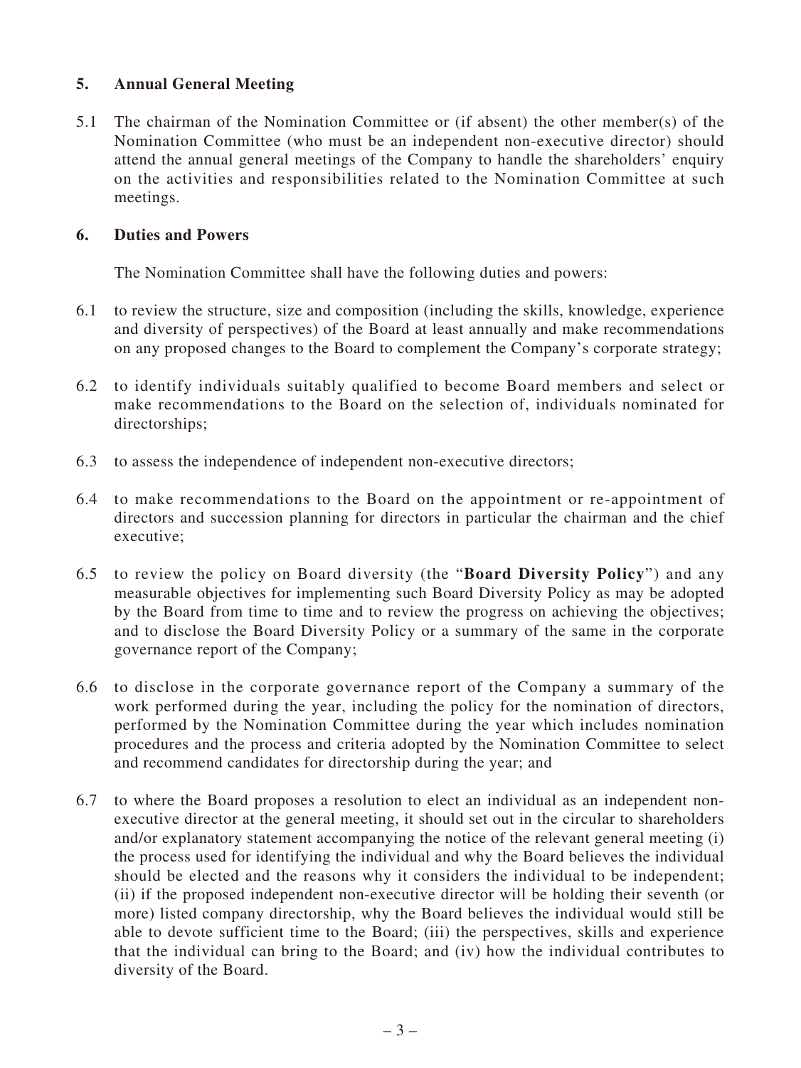## 5. Annual General Meeting

5.1 The chairman of the Nomination Committee or (if absent) the other member(s) of the Nomination Committee (who must be an independent non-executive director) should attend the annual general meetings of the Company to handle the shareholders' enquiry on the activities and responsibilities related to the Nomination Committee at such meetings.

## 6. Duties and Powers

The Nomination Committee shall have the following duties and powers:

6.1 to review the structure, size and composition (including the skills, knowledge, experience and diversity of perspectives) of the Board at least annually and make recommendations on any proposed changes to the Board to complement the Company's corporate strategy;

6.2 to identify individuals suitably qualified to become Board members and select or make recommendations to the Board on the selection of, individuals nominated for directorships;

6.3 to assess the independence of independent non-executive directors;

6.4 to make recommendations to the Board on the appointment or re-appointment of directors and succession planning for directors in particular the chairman and the chief executive;

6.5 to review the policy on Board diversity (the "**Board Diversity Policy**") and any measurable objectives for implementing such Board Diversity Policy as may be adopted by the Board from time to time and to review the progress on achieving the objectives; and to disclose the Board Diversity Policy or a summary of the same in the corporate governance report of the Company;

6.6 to disclose in the corporate governance report of the Company a summary of the work performed during the year, including the policy for the nomination of directors, performed by the Nomination Committee during the year which includes nomination procedures and the process and criteria adopted by the Nomination Committee to select and recommend candidates for directorship during the year; and

6.7 to where the Board proposes a resolution to elect an individual as an independent non-executive director at the general meeting, it should set out in the circular to shareholders and/or explanatory statement accompanying the notice of the relevant general meeting (i) the process used for identifying the individual and why the Board believes the individual should be elected and the reasons why it considers the individual to be independent; (ii) if the proposed independent non-executive director will be holding their seventh (or more) listed company directorship, why the Board believes the individual would still be able to devote sufficient time to the Board; (iii) the perspectives, skills and experience that the individual can bring to the Board; and (iv) how the individual contributes to diversity of the Board.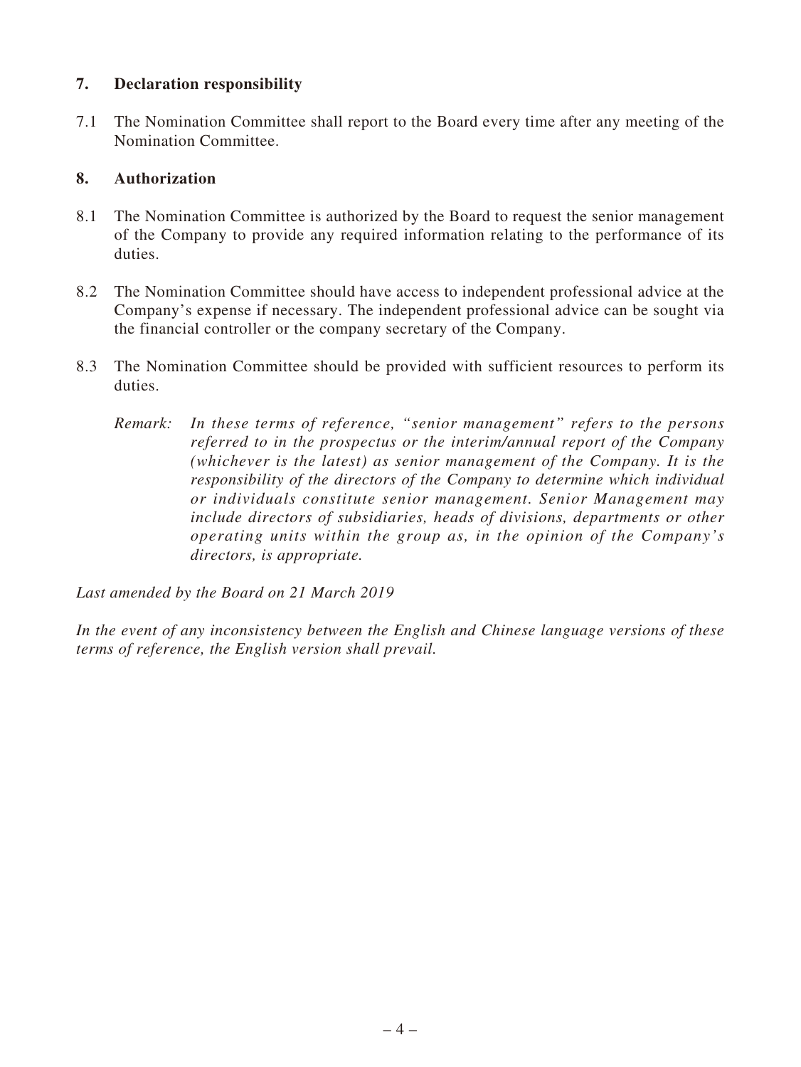## 7. Declaration responsibility

7.1 The Nomination Committee shall report to the Board every time after any meeting of the Nomination Committee.

## 8. Authorization

8.1 The Nomination Committee is authorized by the Board to request the senior management of the Company to provide any required information relating to the performance of its duties.

8.2 The Nomination Committee should have access to independent professional advice at the Company's expense if necessary. The independent professional advice can be sought via the financial controller or the company secretary of the Company.

8.3 The Nomination Committee should be provided with sufficient resources to perform its duties.

*Remark: In these terms of reference, "senior management" refers to the persons referred to in the prospectus or the interim/annual report of the Company (whichever is the latest) as senior management of the Company. It is the responsibility of the directors of the Company to determine which individual or individuals constitute senior management. Senior Management may include directors of subsidiaries, heads of divisions, departments or other operating units within the group as, in the opinion of the Company's directors, is appropriate.*

*Last amended by the Board on 21 March 2019*

*In the event of any inconsistency between the English and Chinese language versions of these terms of reference, the English version shall prevail.*